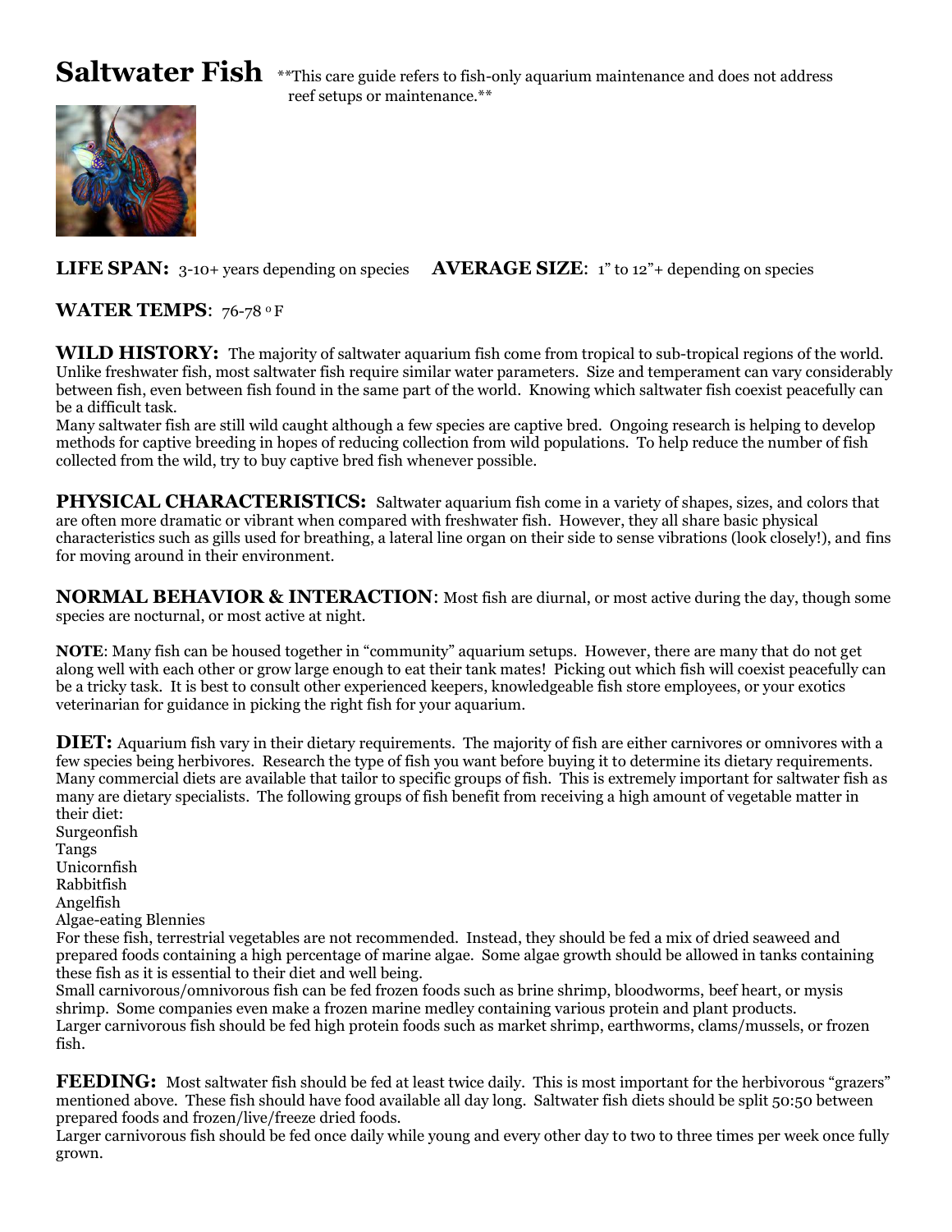# Saltwater Fish

**This care guide refers to fish-only aquarium maintenance and does not address reef setups or maintenance.**

**LIFE SPAN:** 3-10+ years depending on species **AVERAGE SIZE**: 1" to 12"+ depending on species

**WATER TEMPS**: 76-78 $^{o}$ F

**WILD HISTORY:** The majority of saltwater aquarium fish come from tropical to sub-tropical regions of the world. Unlike freshwater fish, most saltwater fish require similar water parameters. Size and temperament can vary considerably between fish, even between fish found in the same part of the world. Knowing which saltwater fish coexist peacefully can be a difficult task.
Many saltwater fish are still wild caught although a few species are captive bred. Ongoing research is helping to develop methods for captive breeding in hopes of reducing collection from wild populations. To help reduce the number of fish collected from the wild, try to buy captive bred fish whenever possible.

**PHYSICAL CHARACTERISTICS:** Saltwater aquarium fish come in a variety of shapes, sizes, and colors that are often more dramatic or vibrant when compared with freshwater fish. However, they all share basic physical characteristics such as gills used for breathing, a lateral line organ on their side to sense vibrations (look closely!), and fins for moving around in their environment.

**NORMAL BEHAVIOR & INTERACTION**: Most fish are diurnal, or most active during the day, though some species are nocturnal, or most active at night.

**NOTE**: Many fish can be housed together in "community" aquarium setups. However, there are many that do not get along well with each other or grow large enough to eat their tank mates! Picking out which fish will coexist peacefully can be a tricky task. It is best to consult other experienced keepers, knowledgeable fish store employees, or your exotics veterinarian for guidance in picking the right fish for your aquarium.

**DIET:** Aquarium fish vary in their dietary requirements. The majority of fish are either carnivores or omnivores with a few species being herbivores. Research the type of fish you want before buying it to determine its dietary requirements. Many commercial diets are available that tailor to specific groups of fish. This is extremely important for saltwater fish as many are dietary specialists. The following groups of fish benefit from receiving a high amount of vegetable matter in their diet:
Surgeonfish
Tangs
Unicornfish
Rabbitfish
Angelfish
Algae-eating Blennies
For these fish, terrestrial vegetables are not recommended. Instead, they should be fed a mix of dried seaweed and prepared foods containing a high percentage of marine algae. Some algae growth should be allowed in tanks containing these fish as it is essential to their diet and well being.
Small carnivorous/omnivorous fish can be fed frozen foods such as brine shrimp, bloodworms, beef heart, or mysis shrimp. Some companies even make a frozen marine medley containing various protein and plant products.
Larger carnivorous fish should be fed high protein foods such as market shrimp, earthworms, clams/mussels, or frozen fish.

**FEEDING:** Most saltwater fish should be fed at least twice daily. This is most important for the herbivorous "grazers" mentioned above. These fish should have food available all day long. Saltwater fish diets should be split 50:50 between prepared foods and frozen/live/freeze dried foods.
Larger carnivorous fish should be fed once daily while young and every other day to two to three times per week once fully grown.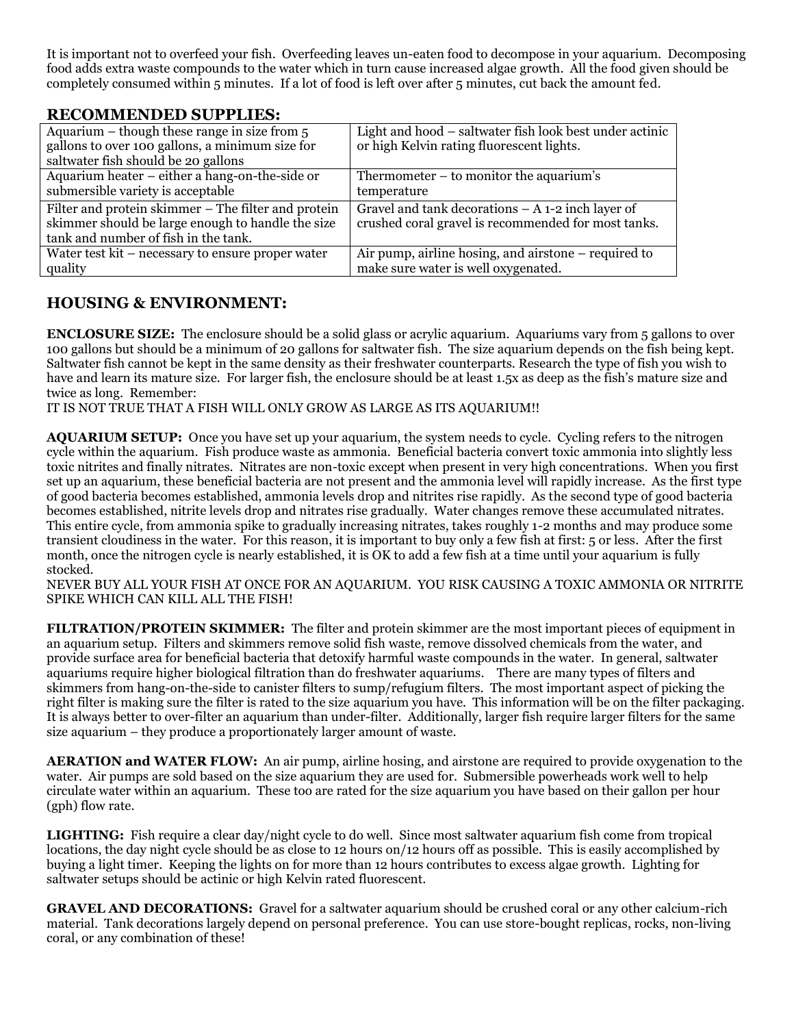It is important not to overfeed your fish. Overfeeding leaves un-eaten food to decompose in your aquarium. Decomposing food adds extra waste compounds to the water which in turn cause increased algae growth. All the food given should be completely consumed within 5 minutes. If a lot of food is left over after 5 minutes, cut back the amount fed.

## RECOMMENDED SUPPLIES:

| | |
|---|---|
| Aquarium – though these range in size from 5 gallons to over 100 gallons, a minimum size for saltwater fish should be 20 gallons | Light and hood – saltwater fish look best under actinic or high Kelvin rating fluorescent lights. |
| Aquarium heater – either a hang-on-the-side or submersible variety is acceptable | Thermometer – to monitor the aquarium's temperature |
| Filter and protein skimmer – The filter and protein skimmer should be large enough to handle the size tank and number of fish in the tank. | Gravel and tank decorations – A 1-2 inch layer of crushed coral gravel is recommended for most tanks. |
| Water test kit – necessary to ensure proper water quality | Air pump, airline hosing, and airstone – required to make sure water is well oxygenated. |

## HOUSING & ENVIRONMENT:

**ENCLOSURE SIZE:** The enclosure should be a solid glass or acrylic aquarium. Aquariums vary from 5 gallons to over 100 gallons but should be a minimum of 20 gallons for saltwater fish. The size aquarium depends on the fish being kept. Saltwater fish cannot be kept in the same density as their freshwater counterparts. Research the type of fish you wish to have and learn its mature size. For larger fish, the enclosure should be at least 1.5x as deep as the fish's mature size and twice as long. Remember:
IT IS NOT TRUE THAT A FISH WILL ONLY GROW AS LARGE AS ITS AQUARIUM!!

**AQUARIUM SETUP:** Once you have set up your aquarium, the system needs to cycle. Cycling refers to the nitrogen cycle within the aquarium. Fish produce waste as ammonia. Beneficial bacteria convert toxic ammonia into slightly less toxic nitrites and finally nitrates. Nitrates are non-toxic except when present in very high concentrations. When you first set up an aquarium, these beneficial bacteria are not present and the ammonia level will rapidly increase. As the first type of good bacteria becomes established, ammonia levels drop and nitrites rise rapidly. As the second type of good bacteria becomes established, nitrite levels drop and nitrates rise gradually. Water changes remove these accumulated nitrates. This entire cycle, from ammonia spike to gradually increasing nitrates, takes roughly 1-2 months and may produce some transient cloudiness in the water. For this reason, it is important to buy only a few fish at first: 5 or less. After the first month, once the nitrogen cycle is nearly established, it is OK to add a few fish at a time until your aquarium is fully stocked.
NEVER BUY ALL YOUR FISH AT ONCE FOR AN AQUARIUM. YOU RISK CAUSING A TOXIC AMMONIA OR NITRITE SPIKE WHICH CAN KILL ALL THE FISH!

**FILTRATION/PROTEIN SKIMMER:** The filter and protein skimmer are the most important pieces of equipment in an aquarium setup. Filters and skimmers remove solid fish waste, remove dissolved chemicals from the water, and provide surface area for beneficial bacteria that detoxify harmful waste compounds in the water. In general, saltwater aquariums require higher biological filtration than do freshwater aquariums. There are many types of filters and skimmers from hang-on-the-side to canister filters to sump/refugium filters. The most important aspect of picking the right filter is making sure the filter is rated to the size aquarium you have. This information will be on the filter packaging. It is always better to over-filter an aquarium than under-filter. Additionally, larger fish require larger filters for the same size aquarium – they produce a proportionately larger amount of waste.

**AERATION and WATER FLOW:** An air pump, airline hosing, and airstone are required to provide oxygenation to the water. Air pumps are sold based on the size aquarium they are used for. Submersible powerheads work well to help circulate water within an aquarium. These too are rated for the size aquarium you have based on their gallon per hour (gph) flow rate.

**LIGHTING:** Fish require a clear day/night cycle to do well. Since most saltwater aquarium fish come from tropical locations, the day night cycle should be as close to 12 hours on/12 hours off as possible. This is easily accomplished by buying a light timer. Keeping the lights on for more than 12 hours contributes to excess algae growth. Lighting for saltwater setups should be actinic or high Kelvin rated fluorescent.

**GRAVEL AND DECORATIONS:** Gravel for a saltwater aquarium should be crushed coral or any other calcium-rich material. Tank decorations largely depend on personal preference. You can use store-bought replicas, rocks, non-living coral, or any combination of these!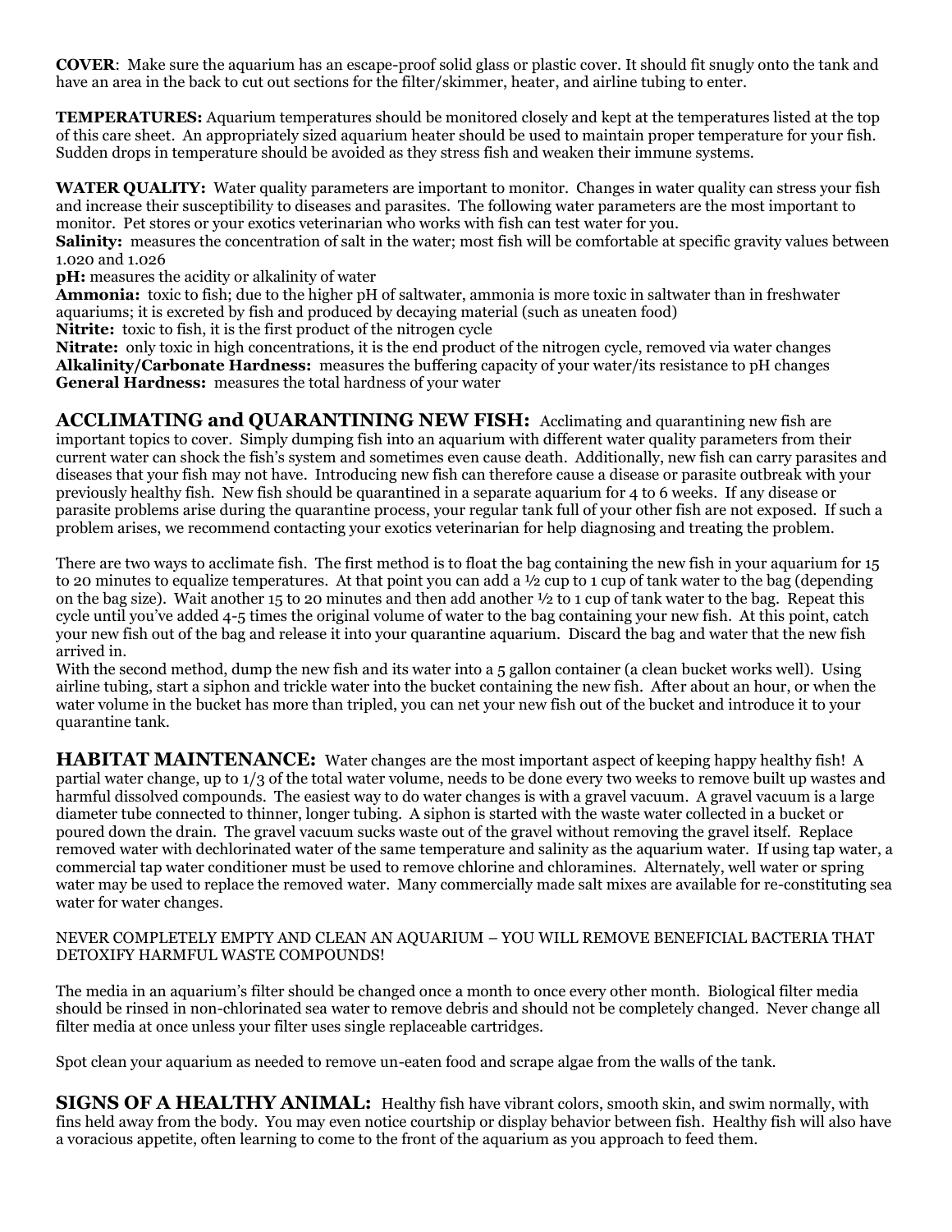**COVER**: Make sure the aquarium has an escape-proof solid glass or plastic cover. It should fit snugly onto the tank and have an area in the back to cut out sections for the filter/skimmer, heater, and airline tubing to enter.

**TEMPERATURES:** Aquarium temperatures should be monitored closely and kept at the temperatures listed at the top of this care sheet. An appropriately sized aquarium heater should be used to maintain proper temperature for your fish. Sudden drops in temperature should be avoided as they stress fish and weaken their immune systems.

**WATER QUALITY:** Water quality parameters are important to monitor. Changes in water quality can stress your fish and increase their susceptibility to diseases and parasites. The following water parameters are the most important to monitor. Pet stores or your exotics veterinarian who works with fish can test water for you.

**Salinity:** measures the concentration of salt in the water; most fish will be comfortable at specific gravity values between 1.020 and 1.026

**pH:** measures the acidity or alkalinity of water

**Ammonia:** toxic to fish; due to the higher pH of saltwater, ammonia is more toxic in saltwater than in freshwater aquariums; it is excreted by fish and produced by decaying material (such as uneaten food)

**Nitrite:** toxic to fish, it is the first product of the nitrogen cycle

**Nitrate:** only toxic in high concentrations, it is the end product of the nitrogen cycle, removed via water changes

**Alkalinity/Carbonate Hardness:** measures the buffering capacity of your water/its resistance to pH changes

**General Hardness:** measures the total hardness of your water

## ACCLIMATING and QUARANTINING NEW FISH:

Acclimating and quarantining new fish are important topics to cover. Simply dumping fish into an aquarium with different water quality parameters from their current water can shock the fish's system and sometimes even cause death. Additionally, new fish can carry parasites and diseases that your fish may not have. Introducing new fish can therefore cause a disease or parasite outbreak with your previously healthy fish. New fish should be quarantined in a separate aquarium for 4 to 6 weeks. If any disease or parasite problems arise during the quarantine process, your regular tank full of your other fish are not exposed. If such a problem arises, we recommend contacting your exotics veterinarian for help diagnosing and treating the problem.

There are two ways to acclimate fish. The first method is to float the bag containing the new fish in your aquarium for 15 to 20 minutes to equalize temperatures. At that point you can add a ½ cup to 1 cup of tank water to the bag (depending on the bag size). Wait another 15 to 20 minutes and then add another ½ to 1 cup of tank water to the bag. Repeat this cycle until you've added 4-5 times the original volume of water to the bag containing your new fish. At this point, catch your new fish out of the bag and release it into your quarantine aquarium. Discard the bag and water that the new fish arrived in.

With the second method, dump the new fish and its water into a 5 gallon container (a clean bucket works well). Using airline tubing, start a siphon and trickle water into the bucket containing the new fish. After about an hour, or when the water volume in the bucket has more than tripled, you can net your new fish out of the bucket and introduce it to your quarantine tank.

## HABITAT MAINTENANCE:

Water changes are the most important aspect of keeping happy healthy fish! A partial water change, up to 1/3 of the total water volume, needs to be done every two weeks to remove built up wastes and harmful dissolved compounds. The easiest way to do water changes is with a gravel vacuum. A gravel vacuum is a large diameter tube connected to thinner, longer tubing. A siphon is started with the waste water collected in a bucket or poured down the drain. The gravel vacuum sucks waste out of the gravel without removing the gravel itself. Replace removed water with dechlorinated water of the same temperature and salinity as the aquarium water. If using tap water, a commercial tap water conditioner must be used to remove chlorine and chloramines. Alternately, well water or spring water may be used to replace the removed water. Many commercially made salt mixes are available for re-constituting sea water for water changes.

NEVER COMPLETELY EMPTY AND CLEAN AN AQUARIUM – YOU WILL REMOVE BENEFICIAL BACTERIA THAT DETOXIFY HARMFUL WASTE COMPOUNDS!

The media in an aquarium's filter should be changed once a month to once every other month. Biological filter media should be rinsed in non-chlorinated sea water to remove debris and should not be completely changed. Never change all filter media at once unless your filter uses single replaceable cartridges.

Spot clean your aquarium as needed to remove un-eaten food and scrape algae from the walls of the tank.

## SIGNS OF A HEALTHY ANIMAL:

Healthy fish have vibrant colors, smooth skin, and swim normally, with fins held away from the body. You may even notice courtship or display behavior between fish. Healthy fish will also have a voracious appetite, often learning to come to the front of the aquarium as you approach to feed them.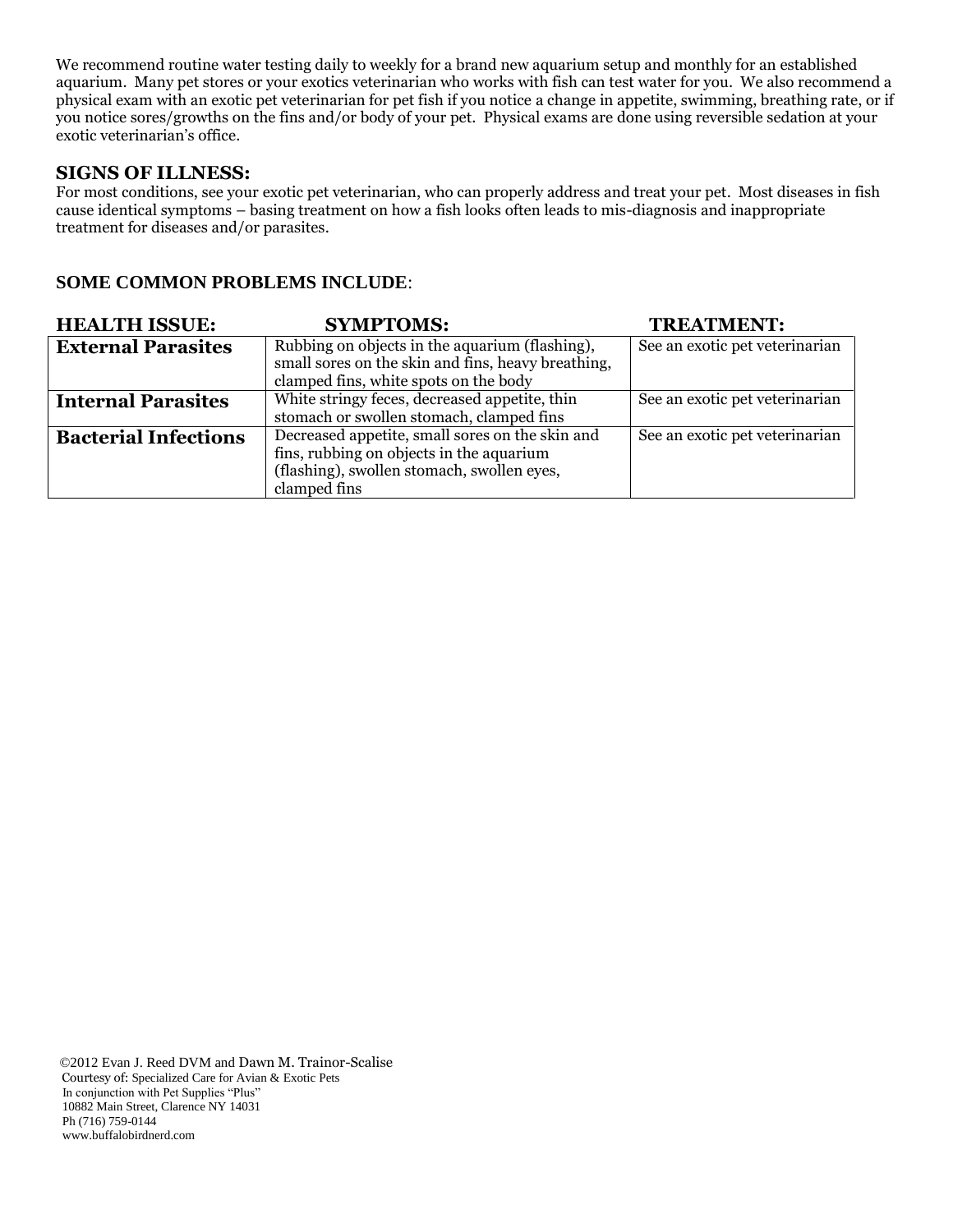We recommend routine water testing daily to weekly for a brand new aquarium setup and monthly for an established aquarium. Many pet stores or your exotics veterinarian who works with fish can test water for you. We also recommend a physical exam with an exotic pet veterinarian for pet fish if you notice a change in appetite, swimming, breathing rate, or if you notice sores/growths on the fins and/or body of your pet. Physical exams are done using reversible sedation at your exotic veterinarian's office.

## SIGNS OF ILLNESS:

For most conditions, see your exotic pet veterinarian, who can properly address and treat your pet. Most diseases in fish cause identical symptoms – basing treatment on how a fish looks often leads to mis-diagnosis and inappropriate treatment for diseases and/or parasites.

### SOME COMMON PROBLEMS INCLUDE:

| HEALTH ISSUE: | SYMPTOMS: | TREATMENT: |
|---|---|---|
| **External Parasites** | Rubbing on objects in the aquarium (flashing), small sores on the skin and fins, heavy breathing, clamped fins, white spots on the body | See an exotic pet veterinarian |
| **Internal Parasites** | White stringy feces, decreased appetite, thin stomach or swollen stomach, clamped fins | See an exotic pet veterinarian |
| **Bacterial Infections** | Decreased appetite, small sores on the skin and fins, rubbing on objects in the aquarium (flashing), swollen stomach, swollen eyes, clamped fins | See an exotic pet veterinarian |

©2012 Evan J. Reed DVM and Dawn M. Trainor-Scalise
Courtesy of: Specialized Care for Avian & Exotic Pets
In conjunction with Pet Supplies "Plus"
10882 Main Street, Clarence NY 14031
Ph (716) 759-0144
www.buffalobirdnerd.com